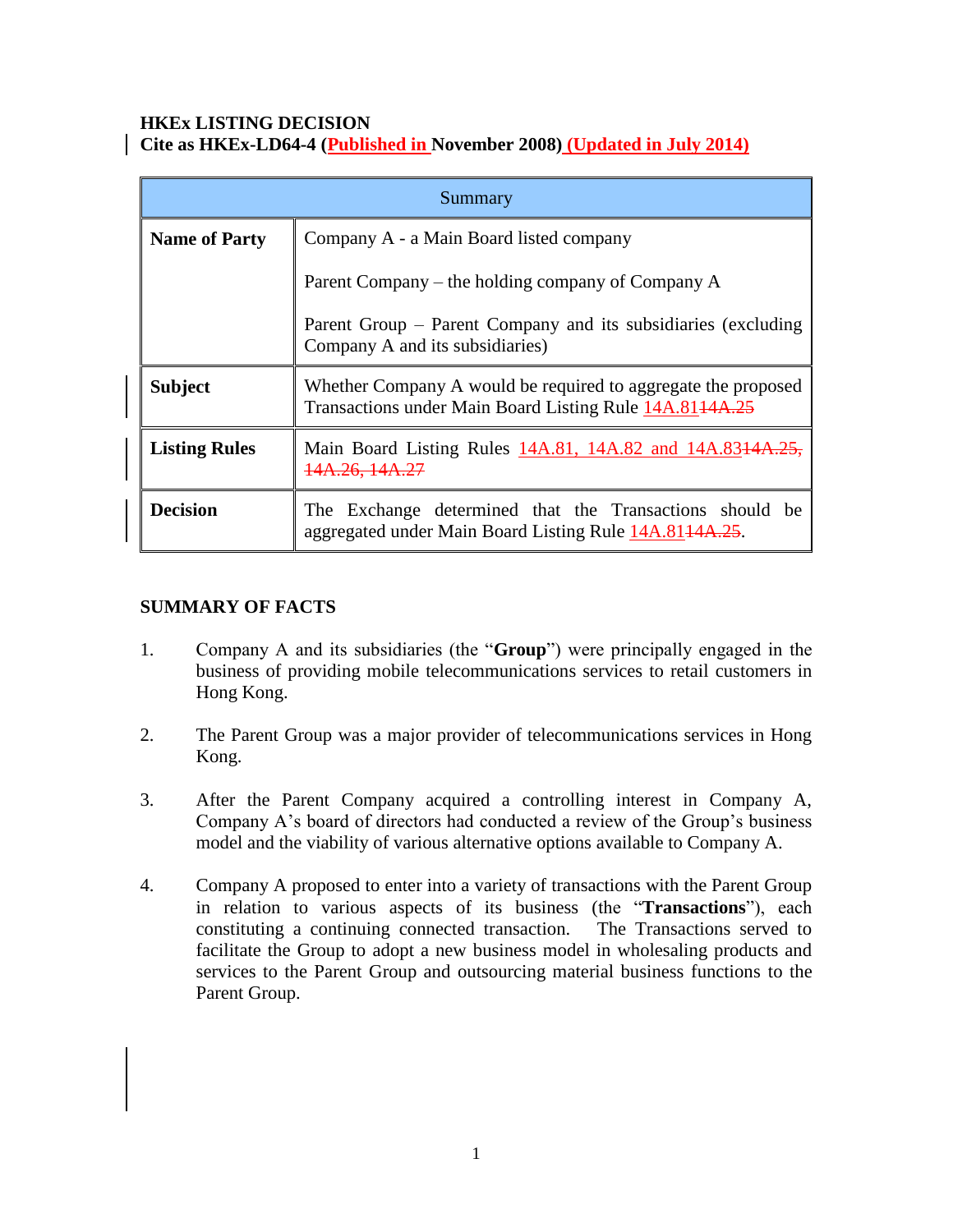**HKEx LISTING DECISION**
**Cite as HKEx-LD64-4 (Published in November 2008) (Updated in July 2014)**

| Summary | |
|---|---|
| **Name of Party** | Company A - a Main Board listed company<br><br>Parent Company – the holding company of Company A<br><br>Parent Group – Parent Company and its subsidiaries (excluding Company A and its subsidiaries) |
| **Subject** | Whether Company A would be required to aggregate the proposed Transactions under Main Board Listing Rule 14A.81 ~~14A.25~~ |
| **Listing Rules** | Main Board Listing Rules 14A.81, 14A.82 and 14A.83 ~~14A.25, 14A.26, 14A.27~~ |
| **Decision** | The Exchange determined that the Transactions should be aggregated under Main Board Listing Rule 14A.81 ~~14A.25~~. |

## SUMMARY OF FACTS

1. Company A and its subsidiaries (the "**Group**") were principally engaged in the business of providing mobile telecommunications services to retail customers in Hong Kong.

2. The Parent Group was a major provider of telecommunications services in Hong Kong.

3. After the Parent Company acquired a controlling interest in Company A, Company A's board of directors had conducted a review of the Group's business model and the viability of various alternative options available to Company A.

4. Company A proposed to enter into a variety of transactions with the Parent Group in relation to various aspects of its business (the "**Transactions**"), each constituting a continuing connected transaction. The Transactions served to facilitate the Group to adopt a new business model in wholesaling products and services to the Parent Group and outsourcing material business functions to the Parent Group.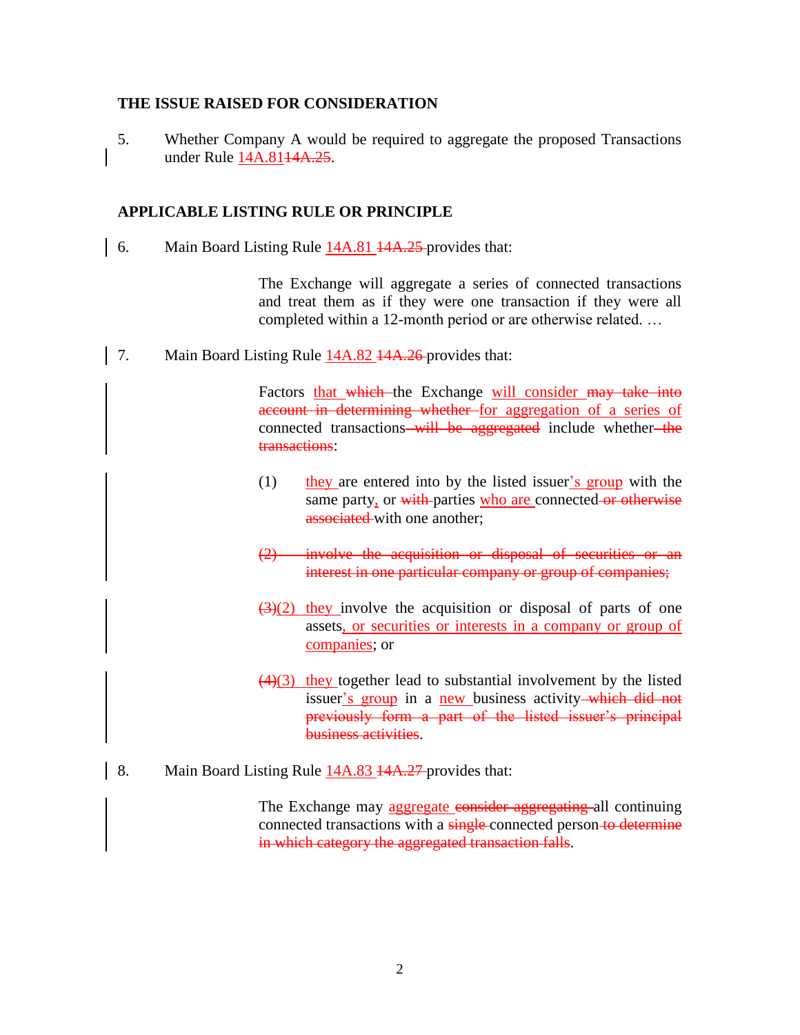## THE ISSUE RAISED FOR CONSIDERATION

5. Whether Company A would be required to aggregate the proposed Transactions under Rule 14A.81~~14A.25~~.

## APPLICABLE LISTING RULE OR PRINCIPLE

6. Main Board Listing Rule 14A.81 ~~14A.25~~ provides that:

> The Exchange will aggregate a series of connected transactions and treat them as if they were one transaction if they were all completed within a 12-month period or are otherwise related. …

7. Main Board Listing Rule 14A.82 ~~14A.26~~ provides that:

> Factors that ~~which~~ the Exchange will consider ~~may take into account in determining whether~~ for aggregation of a series of connected transactions ~~will be aggregated~~ include whether ~~the transactions~~:
>
> (1) they are entered into by the listed issuer's group with the same party, or ~~with~~ parties who are connected ~~or otherwise associated~~ with one another;
>
> ~~(2) involve the acquisition or disposal of securities or an interest in one particular company or group of companies;~~
>
> ~~(3)~~(2) they involve the acquisition or disposal of parts of one assets, or securities or interests in a company or group of companies; or
>
> ~~(4)~~(3) they together lead to substantial involvement by the listed issuer's group in a new business activity ~~which did not previously form a part of the listed issuer's principal business activities~~.

8. Main Board Listing Rule 14A.83 ~~14A.27~~ provides that:

> The Exchange may aggregate ~~consider aggregating~~ all continuing connected transactions with a ~~single~~ connected person ~~to determine in which category the aggregated transaction falls~~.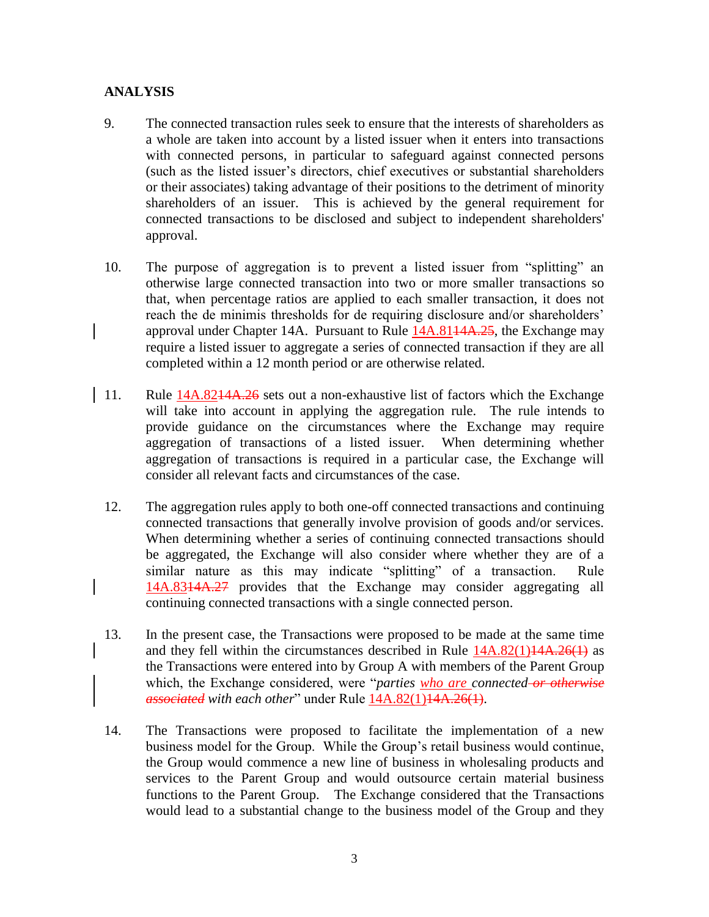**ANALYSIS**

9. The connected transaction rules seek to ensure that the interests of shareholders as a whole are taken into account by a listed issuer when it enters into transactions with connected persons, in particular to safeguard against connected persons (such as the listed issuer's directors, chief executives or substantial shareholders or their associates) taking advantage of their positions to the detriment of minority shareholders of an issuer. This is achieved by the general requirement for connected transactions to be disclosed and subject to independent shareholders' approval.

10. The purpose of aggregation is to prevent a listed issuer from "splitting" an otherwise large connected transaction into two or more smaller transactions so that, when percentage ratios are applied to each smaller transaction, it does not reach the de minimis thresholds for de requiring disclosure and/or shareholders' approval under Chapter 14A. Pursuant to Rule 14A.81~~14A.25~~, the Exchange may require a listed issuer to aggregate a series of connected transaction if they are all completed within a 12 month period or are otherwise related.

11. Rule 14A.82~~14A.26~~ sets out a non-exhaustive list of factors which the Exchange will take into account in applying the aggregation rule. The rule intends to provide guidance on the circumstances where the Exchange may require aggregation of transactions of a listed issuer. When determining whether aggregation of transactions is required in a particular case, the Exchange will consider all relevant facts and circumstances of the case.

12. The aggregation rules apply to both one-off connected transactions and continuing connected transactions that generally involve provision of goods and/or services. When determining whether a series of continuing connected transactions should be aggregated, the Exchange will also consider where whether they are of a similar nature as this may indicate "splitting" of a transaction. Rule 14A.83~~14A.27~~ provides that the Exchange may consider aggregating all continuing connected transactions with a single connected person.

13. In the present case, the Transactions were proposed to be made at the same time and they fell within the circumstances described in Rule 14A.82(1)~~14A.26(1)~~ as the Transactions were entered into by Group A with members of the Parent Group which, the Exchange considered, were "*parties who are connected~~ or otherwise associated~~ with each other*" under Rule 14A.82(1)~~14A.26(1)~~.

14. The Transactions were proposed to facilitate the implementation of a new business model for the Group. While the Group's retail business would continue, the Group would commence a new line of business in wholesaling products and services to the Parent Group and would outsource certain material business functions to the Parent Group. The Exchange considered that the Transactions would lead to a substantial change to the business model of the Group and they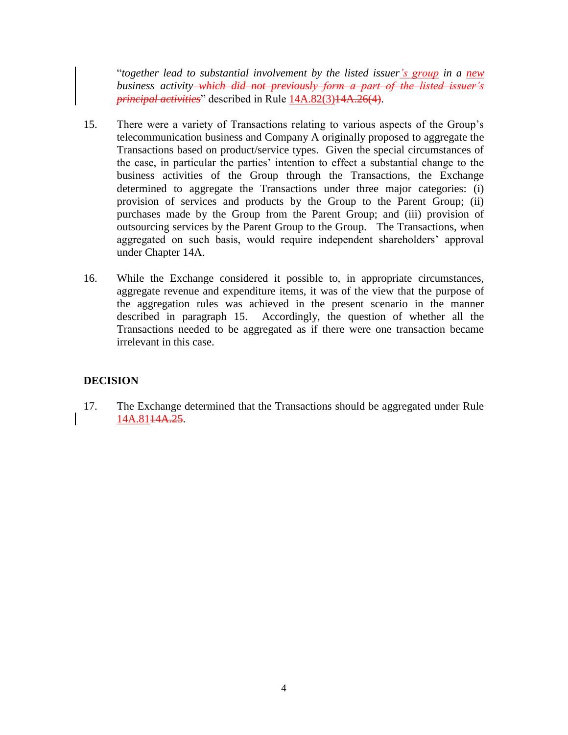"*together lead to substantial involvement by the listed issuer's group in a new business activity which did not previously form a part of the listed issuer's principal activities*" described in Rule 14A.82(3)14A.26(4).

15. There were a variety of Transactions relating to various aspects of the Group's telecommunication business and Company A originally proposed to aggregate the Transactions based on product/service types. Given the special circumstances of the case, in particular the parties' intention to effect a substantial change to the business activities of the Group through the Transactions, the Exchange determined to aggregate the Transactions under three major categories: (i) provision of services and products by the Group to the Parent Group; (ii) purchases made by the Group from the Parent Group; and (iii) provision of outsourcing services by the Parent Group to the Group. The Transactions, when aggregated on such basis, would require independent shareholders' approval under Chapter 14A.

16. While the Exchange considered it possible to, in appropriate circumstances, aggregate revenue and expenditure items, it was of the view that the purpose of the aggregation rules was achieved in the present scenario in the manner described in paragraph 15. Accordingly, the question of whether all the Transactions needed to be aggregated as if there were one transaction became irrelevant in this case.

## DECISION

17. The Exchange determined that the Transactions should be aggregated under Rule 14A.8114A.25.